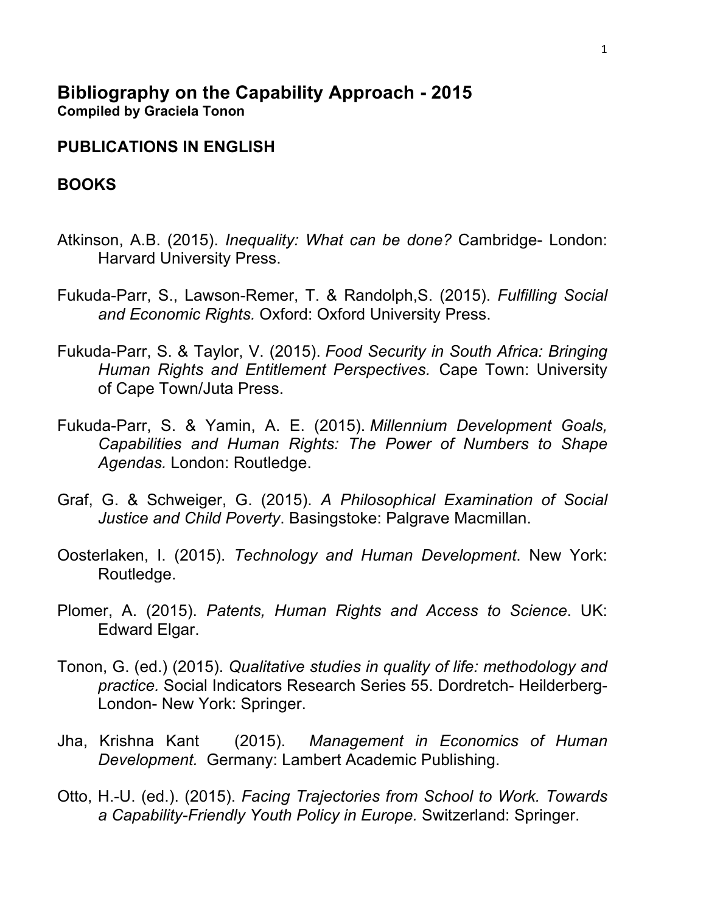# Bibliography on the Capability Approach - 2015

**Compiled by Graciela Tonon**

## PUBLICATIONS IN ENGLISH

## BOOKS

Atkinson, A.B. (2015). *Inequality: What can be done?* Cambridge- London: Harvard University Press.

Fukuda-Parr, S., Lawson-Remer, T. & Randolph,S. (2015). *Fulfilling Social and Economic Rights.* Oxford: Oxford University Press.

Fukuda-Parr, S. & Taylor, V. (2015). *Food Security in South Africa: Bringing Human Rights and Entitlement Perspectives.* Cape Town: University of Cape Town/Juta Press.

Fukuda-Parr, S. & Yamin, A. E. (2015). *Millennium Development Goals, Capabilities and Human Rights: The Power of Numbers to Shape Agendas.* London: Routledge.

Graf, G. & Schweiger, G. (2015). *A Philosophical Examination of Social Justice and Child Poverty*. Basingstoke: Palgrave Macmillan.

Oosterlaken, I. (2015). *Technology and Human Development*. New York: Routledge.

Plomer, A. (2015). *Patents, Human Rights and Access to Science.* UK: Edward Elgar.

Tonon, G. (ed.) (2015). *Qualitative studies in quality of life: methodology and practice.* Social Indicators Research Series 55. Dordretch- Heilderberg-London- New York: Springer.

Jha, Krishna Kant (2015). *Management in Economics of Human Development.* Germany: Lambert Academic Publishing.

Otto, H.-U. (ed.). (2015). *Facing Trajectories from School to Work. Towards a Capability-Friendly Youth Policy in Europe.* Switzerland: Springer.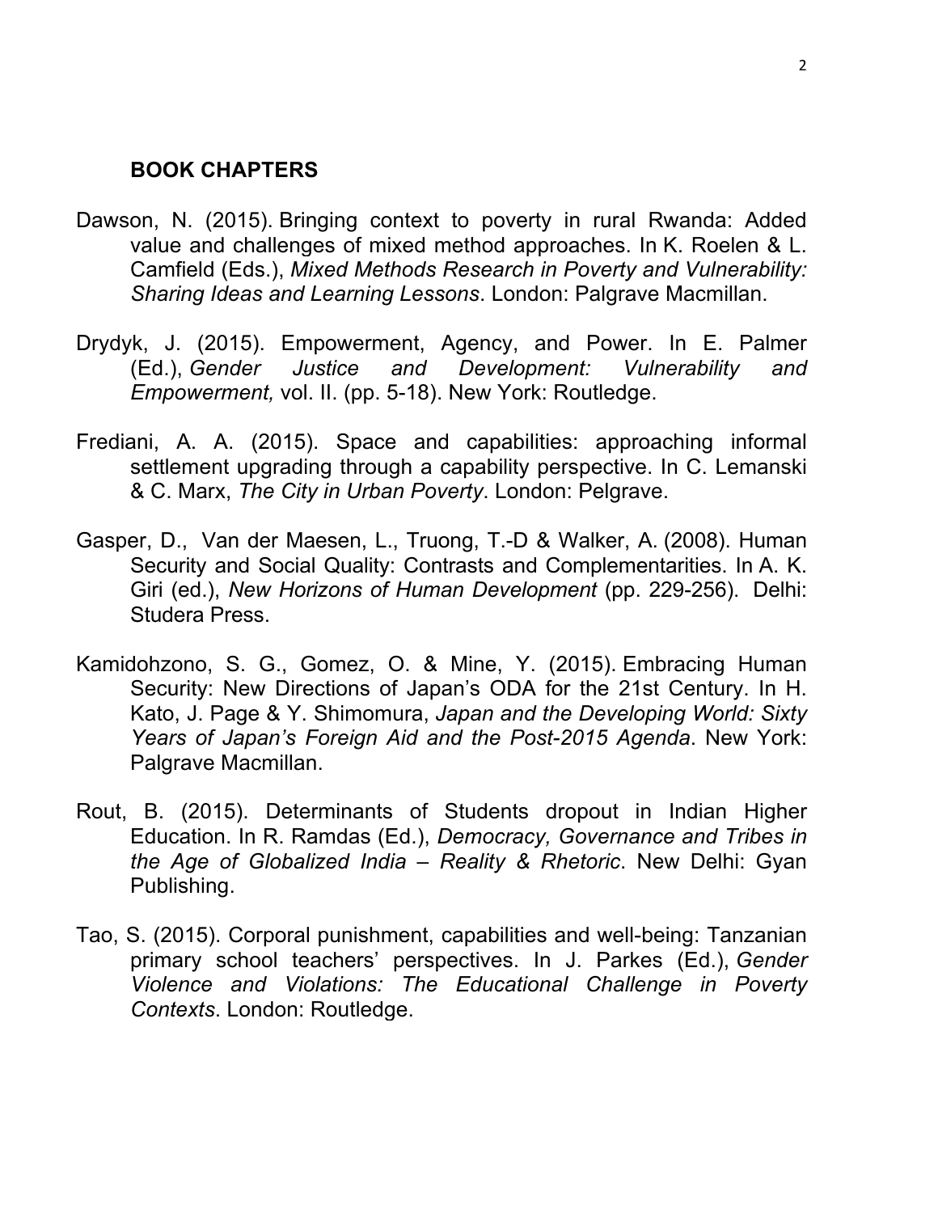### BOOK CHAPTERS

Dawson, N. (2015). Bringing context to poverty in rural Rwanda: Added value and challenges of mixed method approaches. In K. Roelen & L. Camfield (Eds.), *Mixed Methods Research in Poverty and Vulnerability: Sharing Ideas and Learning Lessons*. London: Palgrave Macmillan.

Drydyk, J. (2015). Empowerment, Agency, and Power. In E. Palmer (Ed.), *Gender Justice and Development: Vulnerability and Empowerment,* vol. II. (pp. 5-18). New York: Routledge.

Frediani, A. A. (2015). Space and capabilities: approaching informal settlement upgrading through a capability perspective. In C. Lemanski & C. Marx, *The City in Urban Poverty*. London: Pelgrave.

Gasper, D., Van der Maesen, L., Truong, T.-D & Walker, A. (2008). Human Security and Social Quality: Contrasts and Complementarities. In A. K. Giri (ed.), *New Horizons of Human Development* (pp. 229-256). Delhi: Studera Press.

Kamidohzono, S. G., Gomez, O. & Mine, Y. (2015). Embracing Human Security: New Directions of Japan's ODA for the 21st Century. In H. Kato, J. Page & Y. Shimomura, *Japan and the Developing World: Sixty Years of Japan's Foreign Aid and the Post-2015 Agenda*. New York: Palgrave Macmillan.

Rout, B. (2015). Determinants of Students dropout in Indian Higher Education. In R. Ramdas (Ed.), *Democracy, Governance and Tribes in the Age of Globalized India – Reality & Rhetoric*. New Delhi: Gyan Publishing.

Tao, S. (2015). Corporal punishment, capabilities and well-being: Tanzanian primary school teachers' perspectives. In J. Parkes (Ed.), *Gender Violence and Violations: The Educational Challenge in Poverty Contexts*. London: Routledge.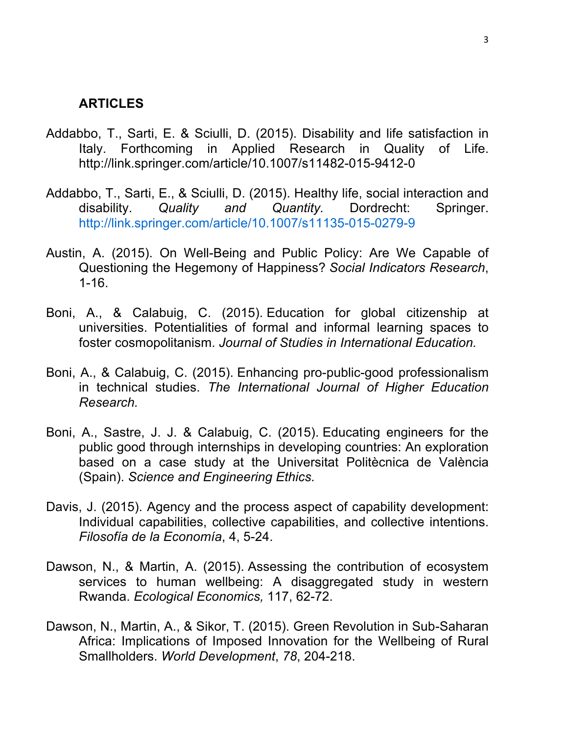**ARTICLES**

Addabbo, T., Sarti, E. & Sciulli, D. (2015). Disability and life satisfaction in Italy. Forthcoming in Applied Research in Quality of Life. http://link.springer.com/article/10.1007/s11482-015-9412-0

Addabbo, T., Sarti, E., & Sciulli, D. (2015). Healthy life, social interaction and disability. *Quality and Quantity.* Dordrecht: Springer. http://link.springer.com/article/10.1007/s11135-015-0279-9

Austin, A. (2015). On Well-Being and Public Policy: Are We Capable of Questioning the Hegemony of Happiness? *Social Indicators Research*, 1-16.

Boni, A., & Calabuig, C. (2015). Education for global citizenship at universities. Potentialities of formal and informal learning spaces to foster cosmopolitanism. *Journal of Studies in International Education.*

Boni, A., & Calabuig, C. (2015). Enhancing pro-public-good professionalism in technical studies. *The International Journal of Higher Education Research.*

Boni, A., Sastre, J. J. & Calabuig, C. (2015). Educating engineers for the public good through internships in developing countries: An exploration based on a case study at the Universitat Politècnica de València (Spain). *Science and Engineering Ethics.*

Davis, J. (2015). Agency and the process aspect of capability development: Individual capabilities, collective capabilities, and collective intentions. *Filosofía de la Economía*, 4, 5-24.

Dawson, N., & Martin, A. (2015). Assessing the contribution of ecosystem services to human wellbeing: A disaggregated study in western Rwanda. *Ecological Economics,* 117, 62-72.

Dawson, N., Martin, A., & Sikor, T. (2015). Green Revolution in Sub-Saharan Africa: Implications of Imposed Innovation for the Wellbeing of Rural Smallholders. *World Development*, *78*, 204-218.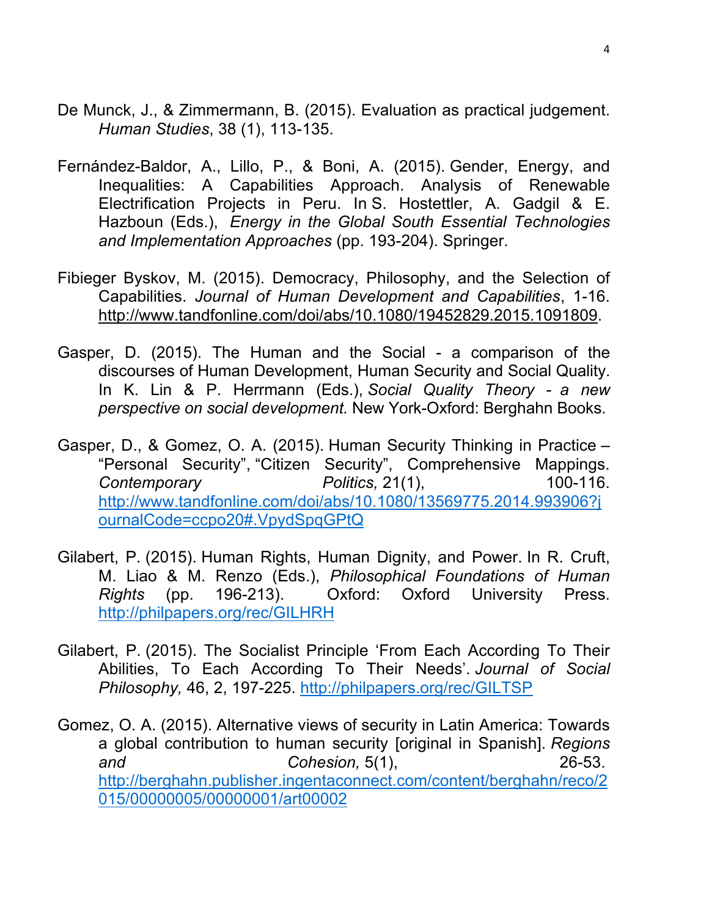De Munck, J., & Zimmermann, B. (2015). Evaluation as practical judgement. *Human Studies*, 38 (1), 113-135.

Fernández-Baldor, A., Lillo, P., & Boni, A. (2015). Gender, Energy, and Inequalities: A Capabilities Approach. Analysis of Renewable Electrification Projects in Peru. In S. Hostettler, A. Gadgil & E. Hazboun (Eds.), *Energy in the Global South Essential Technologies and Implementation Approaches* (pp. 193-204). Springer.

Fibieger Byskov, M. (2015). Democracy, Philosophy, and the Selection of Capabilities. *Journal of Human Development and Capabilities*, 1-16. http://www.tandfonline.com/doi/abs/10.1080/19452829.2015.1091809.

Gasper, D. (2015). The Human and the Social - a comparison of the discourses of Human Development, Human Security and Social Quality. In K. Lin & P. Herrmann (Eds.), *Social Quality Theory - a new perspective on social development.* New York-Oxford: Berghahn Books.

Gasper, D., & Gomez, O. A. (2015). Human Security Thinking in Practice – "Personal Security", "Citizen Security", Comprehensive Mappings. *Contemporary Politics,* 21(1), 100-116. http://www.tandfonline.com/doi/abs/10.1080/13569775.2014.993906?journalCode=ccpo20#.VpydSpqGPtQ

Gilabert, P. (2015). Human Rights, Human Dignity, and Power. In R. Cruft, M. Liao & M. Renzo (Eds.), *Philosophical Foundations of Human Rights* (pp. 196-213). Oxford: Oxford University Press. http://philpapers.org/rec/GILHRH

Gilabert, P. (2015). The Socialist Principle 'From Each According To Their Abilities, To Each According To Their Needs'. *Journal of Social Philosophy,* 46, 2, 197-225. http://philpapers.org/rec/GILTSP

Gomez, O. A. (2015). Alternative views of security in Latin America: Towards a global contribution to human security [original in Spanish]. *Regions and Cohesion,* 5(1), 26-53. http://berghahn.publisher.ingentaconnect.com/content/berghahn/reco/2015/00000005/00000001/art00002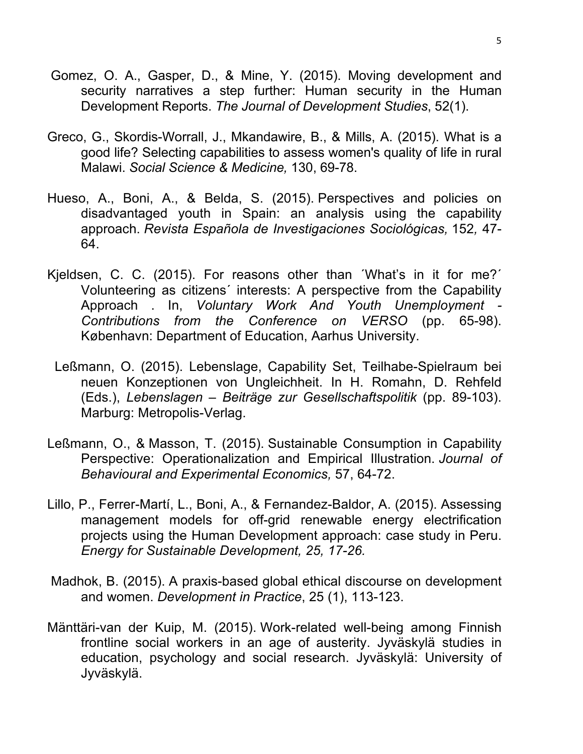Gomez, O. A., Gasper, D., & Mine, Y. (2015). Moving development and security narratives a step further: Human security in the Human Development Reports. *The Journal of Development Studies*, 52(1).

Greco, G., Skordis-Worrall, J., Mkandawire, B., & Mills, A. (2015). What is a good life? Selecting capabilities to assess women's quality of life in rural Malawi. *Social Science & Medicine,* 130, 69-78.

Hueso, A., Boni, A., & Belda, S. (2015). Perspectives and policies on disadvantaged youth in Spain: an analysis using the capability approach. *Revista Española de Investigaciones Sociológicas,* 152*,* 47-64.

Kjeldsen, C. C. (2015). For reasons other than ´What's in it for me?´ Volunteering as citizens´ interests: A perspective from the Capability Approach . In, *Voluntary Work And Youth Unemployment - Contributions from the Conference on VERSO* (pp. 65-98). København: Department of Education, Aarhus University.

Leßmann, O. (2015). Lebenslage, Capability Set, Teilhabe-Spielraum bei neuen Konzeptionen von Ungleichheit. In H. Romahn, D. Rehfeld (Eds.), *Lebenslagen – Beiträge zur Gesellschaftspolitik* (pp. 89-103). Marburg: Metropolis-Verlag.

Leßmann, O., & Masson, T. (2015). Sustainable Consumption in Capability Perspective: Operationalization and Empirical Illustration. *Journal of Behavioural and Experimental Economics,* 57, 64-72.

Lillo, P., Ferrer-Martí, L., Boni, A., & Fernandez-Baldor, A. (2015). Assessing management models for off-grid renewable energy electrification projects using the Human Development approach: case study in Peru. *Energy for Sustainable Development, 25, 17-26.*

Madhok, B. (2015). A praxis-based global ethical discourse on development and women. *Development in Practice*, 25 (1), 113-123.

Mänttäri-van der Kuip, M. (2015). Work-related well-being among Finnish frontline social workers in an age of austerity. Jyväskylä studies in education, psychology and social research. Jyväskylä: University of Jyväskylä.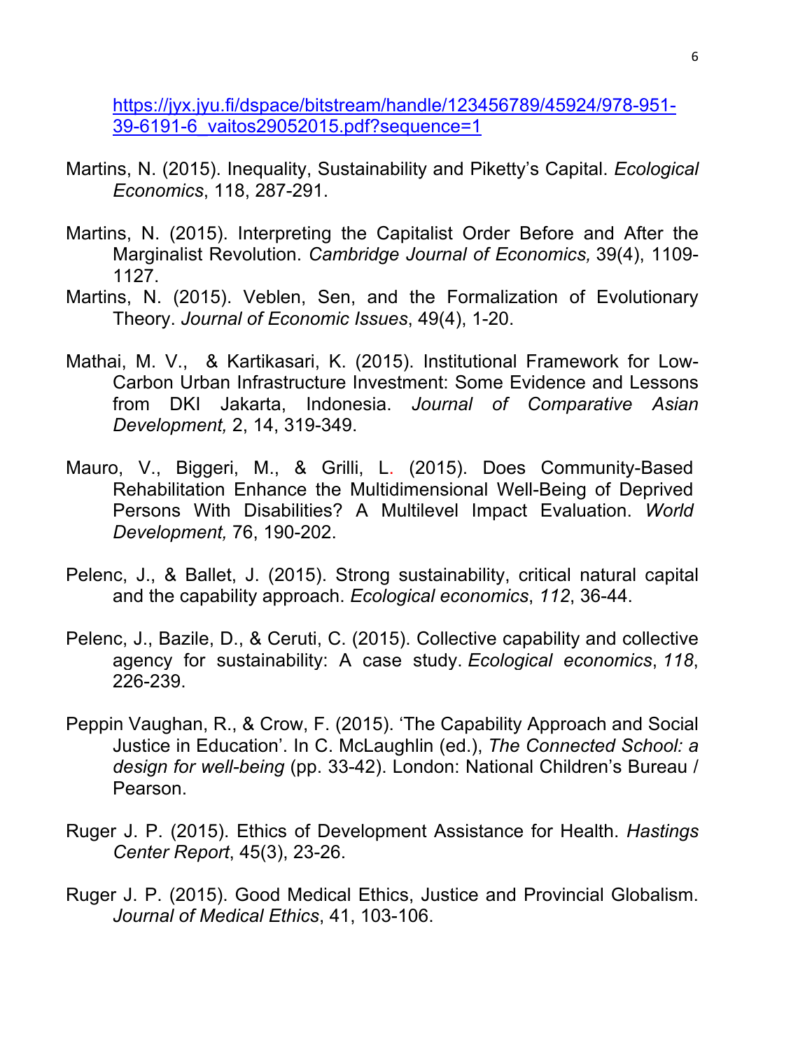https://jyx.jyu.fi/dspace/bitstream/handle/123456789/45924/978-951-39-6191-6_vaitos29052015.pdf?sequence=1

Martins, N. (2015). Inequality, Sustainability and Piketty's Capital. *Ecological Economics*, 118, 287-291.

Martins, N. (2015). Interpreting the Capitalist Order Before and After the Marginalist Revolution. *Cambridge Journal of Economics,* 39(4), 1109-1127.

Martins, N. (2015). Veblen, Sen, and the Formalization of Evolutionary Theory. *Journal of Economic Issues*, 49(4), 1-20.

Mathai, M. V., & Kartikasari, K. (2015). Institutional Framework for Low-Carbon Urban Infrastructure Investment: Some Evidence and Lessons from DKI Jakarta, Indonesia. *Journal of Comparative Asian Development,* 2, 14, 319-349.

Mauro, V., Biggeri, M., & Grilli, L. (2015). Does Community-Based Rehabilitation Enhance the Multidimensional Well-Being of Deprived Persons With Disabilities? A Multilevel Impact Evaluation. *World Development,* 76, 190-202.

Pelenc, J., & Ballet, J. (2015). Strong sustainability, critical natural capital and the capability approach. *Ecological economics*, *112*, 36-44.

Pelenc, J., Bazile, D., & Ceruti, C. (2015). Collective capability and collective agency for sustainability: A case study. *Ecological economics*, *118*, 226-239.

Peppin Vaughan, R., & Crow, F. (2015). 'The Capability Approach and Social Justice in Education'. In C. McLaughlin (ed.), *The Connected School: a design for well-being* (pp. 33-42). London: National Children's Bureau / Pearson.

Ruger J. P. (2015). Ethics of Development Assistance for Health. *Hastings Center Report*, 45(3), 23-26.

Ruger J. P. (2015). Good Medical Ethics, Justice and Provincial Globalism. *Journal of Medical Ethics*, 41, 103-106.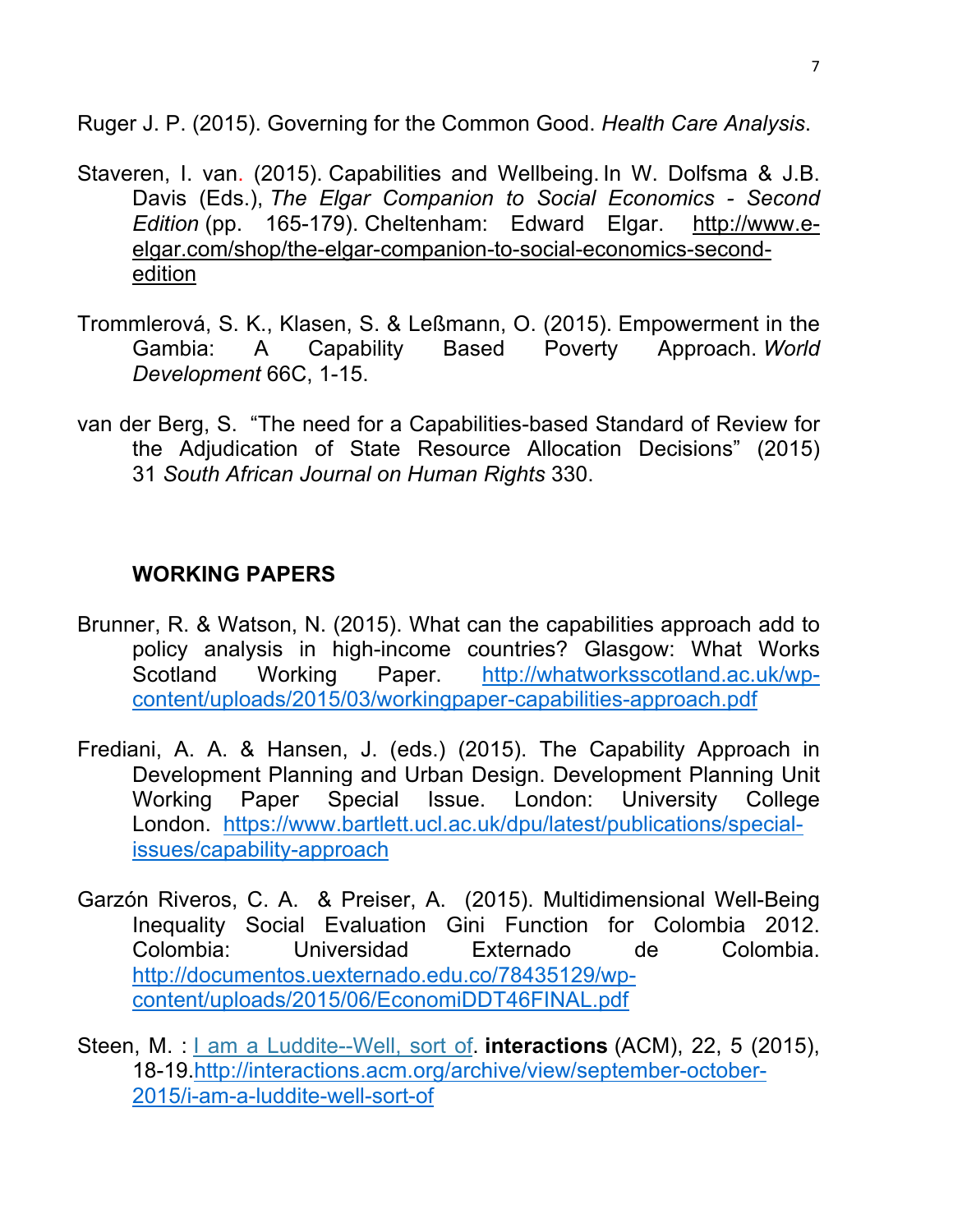Ruger J. P. (2015). Governing for the Common Good. *Health Care Analysis*.

Staveren, I. van. (2015). Capabilities and Wellbeing. In W. Dolfsma & J.B. Davis (Eds.), *The Elgar Companion to Social Economics - Second Edition* (pp. 165-179). Cheltenham: Edward Elgar. http://www.e-elgar.com/shop/the-elgar-companion-to-social-economics-second-edition

Trommlerová, S. K., Klasen, S. & Leßmann, O. (2015). Empowerment in the Gambia: A Capability Based Poverty Approach. *World Development* 66C, 1-15.

van der Berg, S. "The need for a Capabilities-based Standard of Review for the Adjudication of State Resource Allocation Decisions" (2015) 31 *South African Journal on Human Rights* 330.

## WORKING PAPERS

Brunner, R. & Watson, N. (2015). What can the capabilities approach add to policy analysis in high-income countries? Glasgow: What Works Scotland Working Paper. http://whatworksscotland.ac.uk/wp-content/uploads/2015/03/workingpaper-capabilities-approach.pdf

Frediani, A. A. & Hansen, J. (eds.) (2015). The Capability Approach in Development Planning and Urban Design. Development Planning Unit Working Paper Special Issue. London: University College London. https://www.bartlett.ucl.ac.uk/dpu/latest/publications/special-issues/capability-approach

Garzón Riveros, C. A. & Preiser, A. (2015). Multidimensional Well-Being Inequality Social Evaluation Gini Function for Colombia 2012. Colombia: Universidad Externado de Colombia. http://documentos.uexternado.edu.co/78435129/wp-content/uploads/2015/06/EconomiDDT46FINAL.pdf

Steen, M. : I am a Luddite--Well, sort of. **interactions** (ACM), 22, 5 (2015), 18-19.http://interactions.acm.org/archive/view/september-october-2015/i-am-a-luddite-well-sort-of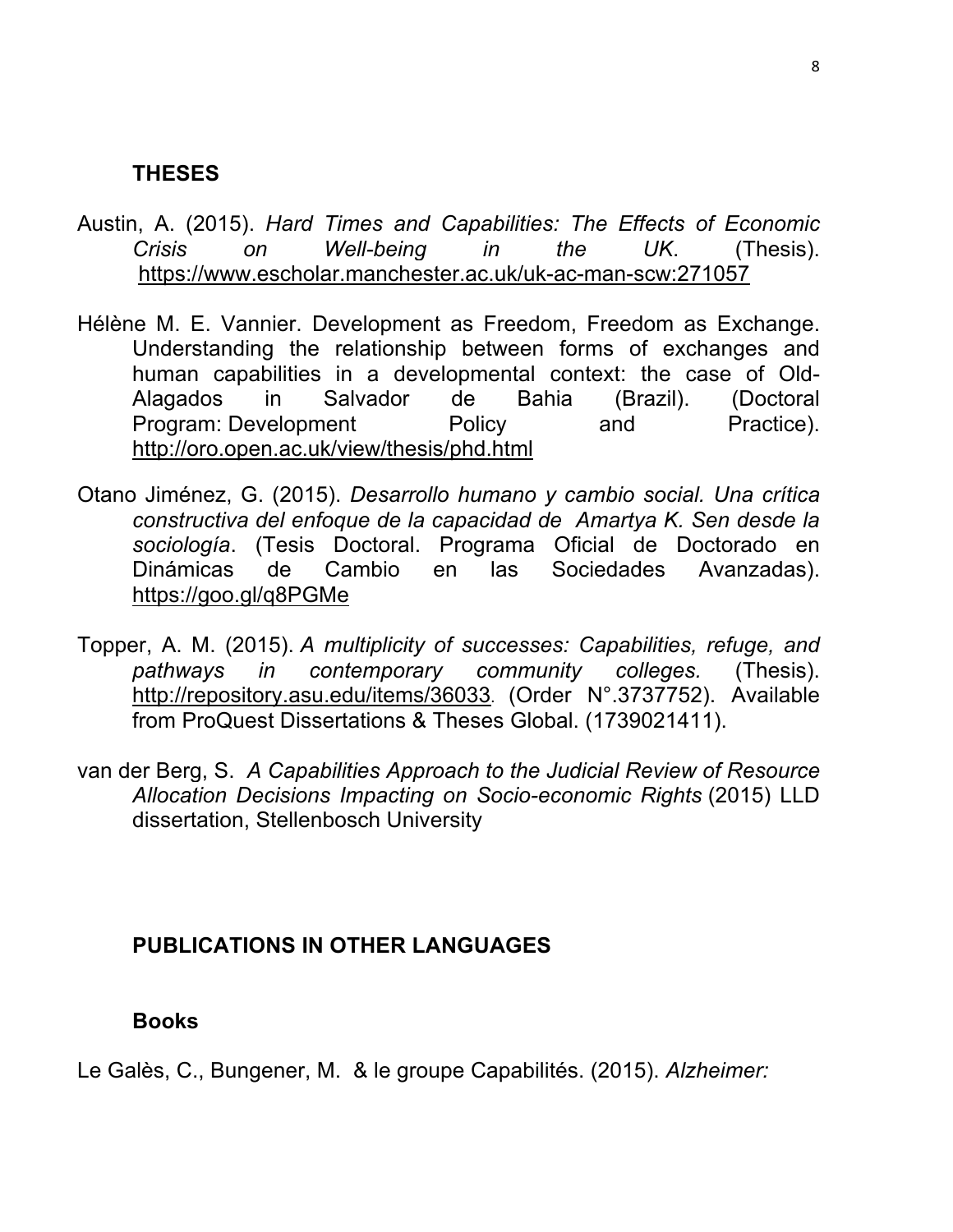## THESES

Austin, A. (2015). *Hard Times and Capabilities: The Effects of Economic Crisis on Well-being in the UK*. (Thesis). https://www.escholar.manchester.ac.uk/uk-ac-man-scw:271057

Hélène M. E. Vannier. Development as Freedom, Freedom as Exchange. Understanding the relationship between forms of exchanges and human capabilities in a developmental context: the case of Old-Alagados in Salvador de Bahia (Brazil). (Doctoral Program: Development Policy and Practice). http://oro.open.ac.uk/view/thesis/phd.html

Otano Jiménez, G. (2015). *Desarrollo humano y cambio social. Una crítica constructiva del enfoque de la capacidad de Amartya K. Sen desde la sociología*. (Tesis Doctoral. Programa Oficial de Doctorado en Dinámicas de Cambio en las Sociedades Avanzadas). https://goo.gl/q8PGMe

Topper, A. M. (2015). *A multiplicity of successes: Capabilities, refuge, and pathways in contemporary community colleges.* (Thesis). http://repository.asu.edu/items/36033. (Order N°.3737752). Available from ProQuest Dissertations & Theses Global. (1739021411).

van der Berg, S. *A Capabilities Approach to the Judicial Review of Resource Allocation Decisions Impacting on Socio-economic Rights* (2015) LLD dissertation, Stellenbosch University

## PUBLICATIONS IN OTHER LANGUAGES

### Books

Le Galès, C., Bungener, M. & le groupe Capabilités. (2015). *Alzheimer:*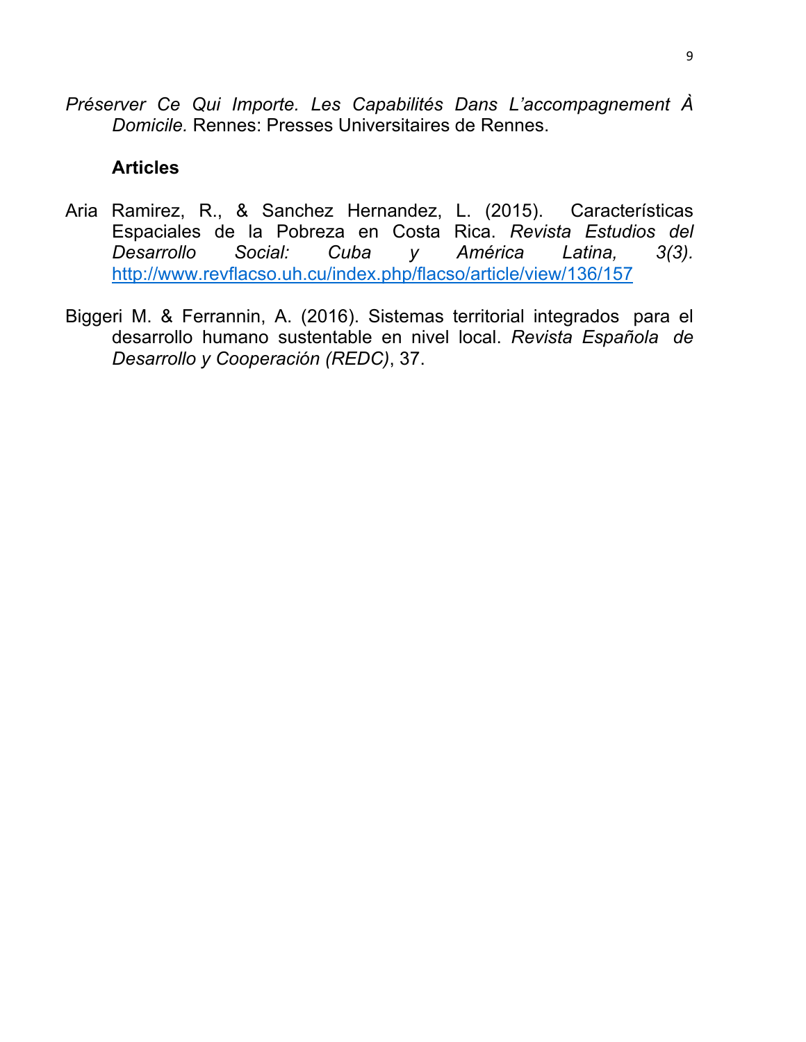*Préserver Ce Qui Importe. Les Capabilités Dans L'accompagnement À Domicile.* Rennes: Presses Universitaires de Rennes.

**Articles**

Aria Ramirez, R., & Sanchez Hernandez, L. (2015). Características Espaciales de la Pobreza en Costa Rica. *Revista Estudios del Desarrollo Social: Cuba y América Latina, 3(3).* http://www.revflacso.uh.cu/index.php/flacso/article/view/136/157

Biggeri M. & Ferrannin, A. (2016). Sistemas territorial integrados para el desarrollo humano sustentable en nivel local. *Revista Española de Desarrollo y Cooperación (REDC)*, 37.